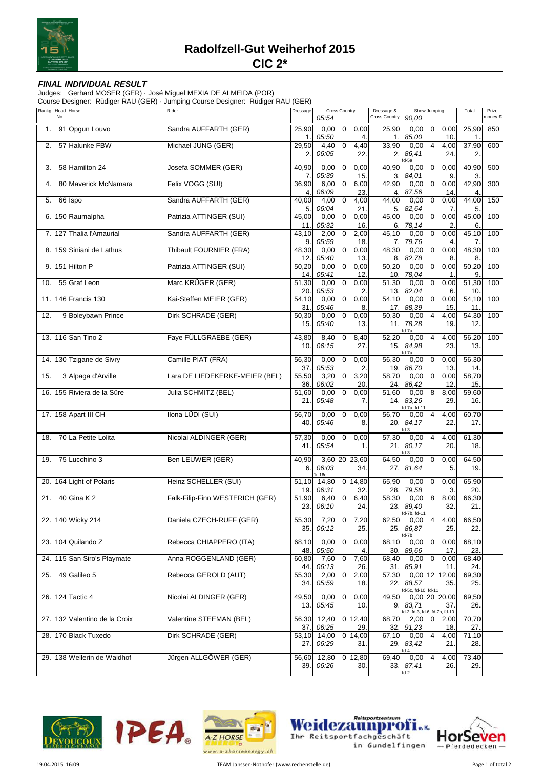# Radolfzell-Gut Weiherhof 2015

## CIC 2*

***FINAL INDIVIDUAL RESULT***

Judges: Gerhard MOSER (GER) · José Miguel MEXIA DE ALMEIDA (POR)
Course Designer: Rüdiger RAU (GER) · Jumping Course Designer: Rüdiger RAU (GER)

| Rankg | Head No. | Horse | Rider | Dressage | Cross Country 05:54 | | | | Dressage & Cross Country | Show Jumping 90,00 | | | | Total | Prize money € |
|---|---|---|---|---|---|---|---|---|---|---|---|---|---|---|---|
| 1. | 91 | Opgun Louvo | Sandra AUFFARTH (GER) | 25,90 1. | 0,00 05:50 | 0 | 0,00 4. | | 25,90 1. | 0,00 85,00 | 0 | 0,00 10. | | 25,90 1. | 850 |
| 2. | 57 | Halunke FBW | Michael JUNG (GER) | 29,50 2. | 4,40 06:05 | 0 | 4,40 22. | | 33,90 2. | 0,00 86,41 fd-5a | 4 | 4,00 24. | | 37,90 2. | 600 |
| 3. | 58 | Hamilton 24 | Josefa SOMMER (GER) | 40,90 7. | 0,00 05:39 | 0 | 0,00 15. | | 40,90 3. | 0,00 84,01 | 0 | 0,00 9. | | 40,90 3. | 500 |
| 4. | 80 | Maverick McNamara | Felix VOGG (SUI) | 36,90 4. | 6,00 06:09 | 0 | 6,00 23. | | 42,90 4. | 0,00 87,56 | 0 | 0,00 14. | | 42,90 4. | 300 |
| 5. | 66 | Ispo | Sandra AUFFARTH (GER) | 40,00 5. | 4,00 06:04 | 0 | 4,00 21. | | 44,00 5. | 0,00 82,64 | 0 | 0,00 7. | | 44,00 5. | 150 |
| 6. | 150 | Raumalpha | Patrizia ATTINGER (SUI) | 45,00 11. | 0,00 05:32 | 0 | 0,00 16. | | 45,00 6. | 0,00 78,14 | 0 | 0,00 2. | | 45,00 6. | 100 |
| 7. | 127 | Thalia l'Amaurial | Sandra AUFFARTH (GER) | 43,10 9. | 2,00 05:59 | 0 | 2,00 18. | | 45,10 7. | 0,00 79,76 | 0 | 0,00 4. | | 45,10 7. | 100 |
| 8. | 159 | Siniani de Lathus | Thibault FOURNIER (FRA) | 48,30 12. | 0,00 05:40 | 0 | 0,00 13. | | 48,30 8. | 0,00 82,78 | 0 | 0,00 8. | | 48,30 8. | 100 |
| 9. | 151 | Hilton P | Patrizia ATTINGER (SUI) | 50,20 14. | 0,00 05:41 | 0 | 0,00 12. | | 50,20 10. | 0,00 78,04 | 0 | 0,00 1. | | 50,20 9. | 100 |
| 10. | 55 | Graf Leon | Marc KRÜGER (GER) | 51,30 20. | 0,00 05:53 | 0 | 0,00 2. | | 51,30 13. | 0,00 82,04 | 0 | 0,00 6. | | 51,30 10. | 100 |
| 11. | 146 | Francis 130 | Kai-Steffen MEIER (GER) | 54,10 31. | 0,00 05:46 | 0 | 0,00 8. | | 54,10 17. | 0,00 88,39 | 0 | 0,00 15. | | 54,10 11. | 100 |
| 12. | 9 | Boleybawn Prince | Dirk SCHRADE (GER) | 50,30 15. | 0,00 05:40 | 0 | 0,00 13. | | 50,30 11. | 0,00 78,28 fd-7a | 4 | 4,00 19. | | 54,30 12. | 100 |
| 13. | 116 | San Tino 2 | Faye FÜLLGRAEBE (GER) | 43,80 10. | 8,40 06:15 | 0 | 8,40 27. | | 52,20 15. | 0,00 84,98 fd-7a | 4 | 4,00 23. | | 56,20 13. | 100 |
| 14. | 130 | Tzigane de Sivry | Camille PIAT (FRA) | 56,30 37. | 0,00 05:53 | 0 | 0,00 2. | | 56,30 19. | 0,00 86,70 | 0 | 0,00 13. | | 56,30 14. | |
| 15. | 3 | Alpaga d'Arville | Lara DE LIEDEKERKE-MEIER (BEL) | 55,50 36. | 3,20 06:02 | 0 | 3,20 20. | | 58,70 24. | 0,00 86,42 | 0 | 0,00 12. | | 58,70 15. | |
| 16. | 155 | Riviera de la Sûre | Julia SCHMITZ (BEL) | 51,60 21. | 0,00 05:48 | 0 | 0,00 7. | | 51,60 14. | 0,00 83,26 fd-7a, fd-11 | 8 | 8,00 29. | | 59,60 16. | |
| 17. | 158 | Apart III CH | Ilona LÜDI (SUI) | 56,70 40. | 0,00 05:46 | 0 | 0,00 8. | | 56,70 20. | 0,00 84,17 fd-3 | 4 | 4,00 22. | | 60,70 17. | |
| 18. | 70 | La Petite Lolita | Nicolai ALDINGER (GER) | 57,30 41. | 0,00 05:54 | 0 | 0,00 1. | | 57,30 21. | 0,00 80,17 fd-3 | 4 | 4,00 20. | | 61,30 18. | |
| 19. | 75 | Lucchino 3 | Ben LEUWER (GER) | 40,90 6. | 3,60 06:03 1r-16c | 20 | 23,60 34. | | 64,50 27. | 0,00 81,64 | 0 | 0,00 5. | | 64,50 19. | |
| 20. | 164 | Light of Polaris | Heinz SCHELLER (SUI) | 51,10 19. | 14,80 06:31 | 0 | 14,80 32. | | 65,90 28. | 0,00 79,58 | 0 | 0,00 3. | | 65,90 20. | |
| 21. | 40 | Gina K 2 | Falk-Filip-Finn WESTERICH (GER) | 51,90 23. | 6,40 06:10 | 0 | 6,40 24. | | 58,30 23. | 0,00 89,40 fd-7b, fd-11 | 8 | 8,00 32. | | 66,30 21. | |
| 22. | 140 | Wicky 214 | Daniela CZECH-RUFF (GER) | 55,30 35. | 7,20 06:12 | 0 | 7,20 25. | | 62,50 25. | 0,00 86,87 fd-7b | 4 | 4,00 25. | | 66,50 22. | |
| 23. | 104 | Quilando Z | Rebecca CHIAPPERO (ITA) | 68,10 48. | 0,00 05:50 | 0 | 0,00 4. | | 68,10 30. | 0,00 89,66 | 0 | 0,00 17. | | 68,10 23. | |
| 24. | 115 | San Siro's Playmate | Anna ROGGENLAND (GER) | 60,80 44. | 7,60 06:13 | 0 | 7,60 26. | | 68,40 31. | 0,00 85,91 | 0 | 0,00 11. | | 68,40 24. | |
| 25. | 49 | Galileo 5 | Rebecca GEROLD (AUT) | 55,30 34. | 2,00 05:59 | 0 | 2,00 18. | | 57,30 22. | 0,00 88,57 fd-5c, fd-10, fd-11 | 12 | 12,00 35. | | 69,30 25. | |
| 26. | 124 | Tactic 4 | Nicolai ALDINGER (GER) | 49,50 13. | 0,00 05:45 | 0 | 0,00 10. | | 49,50 9. | 0,00 83,71 fd-2, fd-3, fd-6, fd-7b, fd-10 | 20 | 20,00 37. | | 69,50 26. | |
| 27. | 132 | Valentino de la Croix | Valentine STEEMAN (BEL) | 56,30 37. | 12,40 06:25 | 0 | 12,40 29. | | 68,70 32. | 2,00 91,23 | 0 | 2,00 18. | | 70,70 27. | |
| 28. | 170 | Black Tuxedo | Dirk SCHRADE (GER) | 53,10 27. | 14,00 06:29 | 0 | 14,00 31. | | 67,10 29. | 0,00 83,42 fd-4 | 4 | 4,00 21. | | 71,10 28. | |
| 29. | 138 | Wellerin de Waidhof | Jürgen ALLGÖWER (GER) | 56,60 39. | 12,80 06:26 | 0 | 12,80 30. | | 69,40 33. | 0,00 87,41 fd-2 | 4 | 4,00 26. | | 73,40 29. | |

19.04.2015 16:09 TEAM Janssen-Nothofer (www.rechenstelle.de)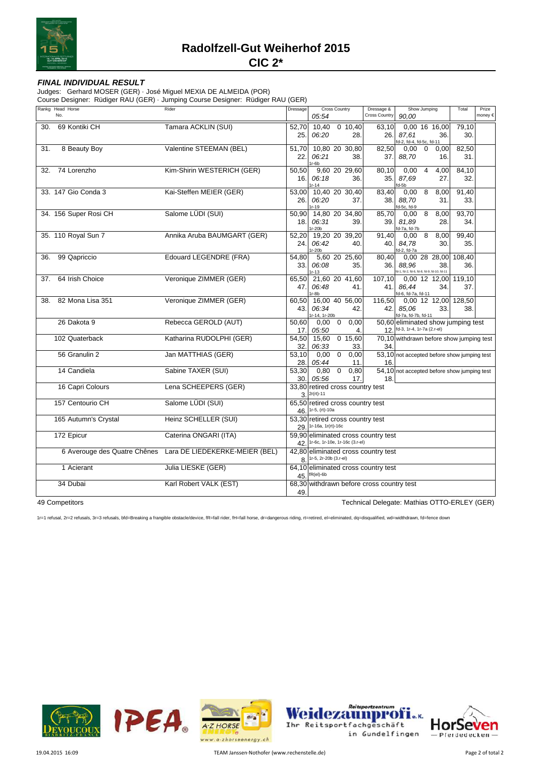# Radolfzell-Gut Weiherhof 2015

## CIC 2*

### *FINAL INDIVIDUAL RESULT*

Judges: Gerhard MOSER (GER) · José Miguel MEXIA DE ALMEIDA (POR)
Course Designer: Rüdiger RAU (GER) · Jumping Course Designer: Rüdiger RAU (GER)

| Rankg | Head No. | Horse | Rider | Dressage | Cross Country 05:54 | Dressage & Cross Country | Show Jumping 90,00 | Total | Prize money € |
|---|---|---|---|---|---|---|---|---|---|
| 30. | 69 | Kontiki CH | Tamara ACKLIN (SUI) | 52,70 25. | 10,40 0 10,40 06:20 28. | 63,10 26. | 0,00 16 16,00 87,61 36. fd-2, fd-4, fd-5c, fd-11 | 79,10 30. | |
| 31. | 8 | Beauty Boy | Valentine STEEMAN (BEL) | 51,70 22. | 10,80 20 30,80 06:21 38. 1r-6b | 82,50 37. | 0,00 0 0,00 88,70 16. | 82,50 31. | |
| 32. | 74 | Lorenzho | Kim-Shirin WESTERICH (GER) | 50,50 16. | 9,60 20 29,60 06:18 36. 1r-14 | 80,10 35. | 0,00 4 4,00 87,69 27. fd-5b | 84,10 32. | |
| 33. | 147 | Gio Conda 3 | Kai-Steffen MEIER (GER) | 53,00 26. | 10,40 20 30,40 06:20 37. 1r-19 | 83,40 38. | 0,00 8 8,00 88,70 31. fd-5c, fd-9 | 91,40 33. | |
| 34. | 156 | Super Rosi CH | Salome LÜDI (SUI) | 50,90 18. | 14,80 20 34,80 06:31 39. 1r-20b | 85,70 39. | 0,00 8 8,00 81,89 28. fd-7a, fd-7b | 93,70 34. | |
| 35. | 110 | Royal Sun 7 | Annika Aruba BAUMGART (GER) | 52,20 24. | 19,20 20 39,20 06:42 40. 1r-20b | 91,40 40. | 0,00 8 8,00 84,78 30. fd-2, fd-7a | 99,40 35. | |
| 36. | 99 | Qapriccio | Edouard LEGENDRE (FRA) | 54,80 33. | 5,60 20 25,60 06:08 35. 1r-13 | 80,40 36. | 0,00 28 28,00 88,96 38. fd-1, fd-2, fd-6, fd-8, fd-9, fd-10, fd-11 | 108,40 36. | |
| 37. | 64 | Irish Choice | Veronique ZIMMER (GER) | 65,50 47. | 21,60 20 41,60 06:48 41. 1r-8b | 107,10 41. | 0,00 12 12,00 86,44 34. fd-6, fd-7a, fd-11 | 119,10 37. | |
| 38. | 82 | Mona Lisa 351 | Veronique ZIMMER (GER) | 60,50 43. | 16,00 40 56,00 06:34 42. 1r-14, 1r-20b | 116,50 42. | 0,00 12 12,00 85,06 33. fd-7a, fd-7b, fd-11 | 128,50 38. | |
| | 26 | Dakota 9 | Rebecca GEROLD (AUT) | 50,60 17. | 0,00 0 0,00 05:50 4. | 50,60 12. | eliminated show jumping test fd-3, 1r-4, 1r-7a (2.r-el) | | |
| | 102 | Quaterback | Katharina RUDOLPHI (GER) | 54,50 32. | 15,60 0 15,60 06:33 33. | 70,10 34. | withdrawn before show jumping test | | |
| | 56 | Granulin 2 | Jan MATTHIAS (GER) | 53,10 28. | 0,00 0 0,00 05:44 11. | 53,10 16. | not accepted before show jumping test | | |
| | 14 | Candiela | Sabine TAXER (SUI) | 53,30 30. | 0,80 0 0,80 05:56 17. | 54,10 18. | not accepted before show jumping test | | |
| | 16 | Capri Colours | Lena SCHEEPERS (GER) | 33,80 3. | retired cross country test 2r(rt)-11 | | | | |
| | 157 | Centourio CH | Salome LÜDI (SUI) | 65,50 46. | retired cross country test 1r-5, (rt)-10a | | | | |
| | 165 | Autumn's Crystal | Heinz SCHELLER (SUI) | 53,30 29. | retired cross country test 1r-16a, 1r(rt)-16c | | | | |
| | 172 | Epicur | Caterina ONGARI (ITA) | 59,90 42. | eliminated cross country test 1r-6c, 1r-10e, 1r-16c (3.r-el) | | | | |
| | 6 | Averouge des Quatre Chênes | Lara DE LIEDEKERKE-MEIER (BEL) | 42,80 8. | eliminated cross country test 1r-5, 2r-20b (3.r-el) | | | | |
| | 1 | Acierant | Julia LIESKE (GER) | 64,10 45. | eliminated cross country test fR(el)-6b | | | | |
| | 34 | Dubai | Karl Robert VALK (EST) | 68,30 49. | withdrawn before cross country test | | | | |

49 Competitors

Technical Delegate: Mathias OTTO-ERLEY (GER)

1r=1 refusal, 2r=2 refusals, 3r=3 refusals, bfd=Breaking a frangible obstacle/device, fR=fall rider, fH=fall horse, dr=dangerous riding, rt=retired, el=eliminated, dq=disqualified, wd=widthdrawn, fd=fence down

19.04.2015 16:09

TEAM Janssen-Nothofer (www.rechenstelle.de)